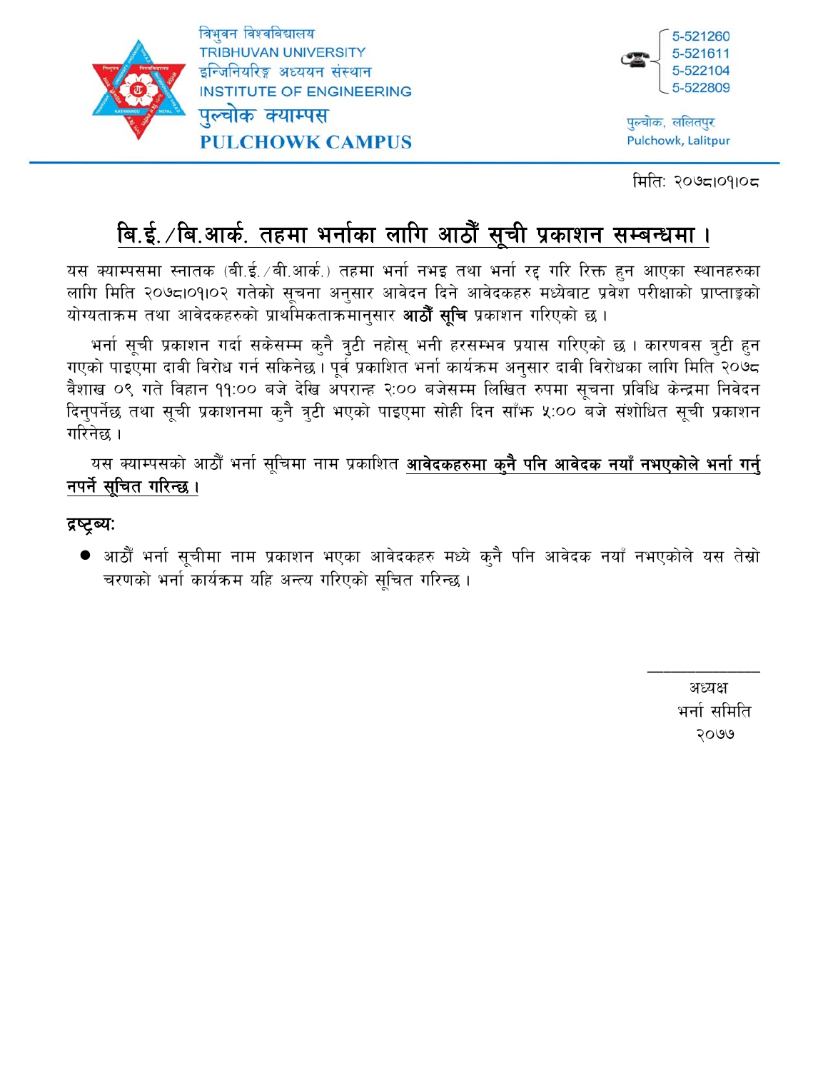त्रिभुवन विश्वविद्यालय
TRIBHUVAN UNIVERSITY
इन्जिनियरिङ्ग अध्ययन संस्थान
INSTITUTE OF ENGINEERING
पुल्चोक क्याम्पस
**PULCHOWK CAMPUS**

5-521260
5-521611
5-522104
5-522809

पुल्चोक, ललितपुर
Pulchowk, Lalitpur

मिति: २०७८।०१।०८

# बि.ई./बि.आर्क. तहमा भर्नाका लागि आठौं सूची प्रकाशन सम्बन्धमा ।

यस क्याम्पसमा स्नातक (बी.ई./बी.आर्क.) तहमा भर्ना नभइ तथा भर्ना रद्द गरि रिक्त हुन आएका स्थानहरुका लागि मिति २०७८।०१।०२ गतेको सूचना अनुसार आवेदन दिने आवेदकहरु मध्येबाट प्रवेश परीक्षाको प्राप्ताङ्कको योग्यताक्रम तथा आवेदकहरुको प्राथमिकताक्रमानुसार **आठौं सूचि** प्रकाशन गरिएको छ ।

भर्ना सूची प्रकाशन गर्दा सकेसम्म कुनै त्रुटी नहोस् भनी हरसम्भव प्रयास गरिएको छ । कारणवस त्रुटी हुन गएको पाइएमा दावी विरोध गर्न सकिनेछ । पूर्व प्रकाशित भर्ना कार्यक्रम अनुसार दावी विरोधका लागि मिति २०७८ वैशाख ०९ गते विहान ११:०० बजे देखि अपरान्ह २:०० बजेसम्म लिखित रुपमा सूचना प्रविधि केन्द्रमा निवेदन दिनुपर्नेछ तथा सूची प्रकाशनमा कुनै त्रुटी भएको पाइएमा सोही दिन साँझ ५:०० बजे संशोधित सूची प्रकाशन गरिनेछ ।

यस क्याम्पसको आठौं भर्ना सूचिमा नाम प्रकाशित **आवेदकहरुमा कुनै पनि आवेदक नयाँ नभएकोले भर्ना गर्नु नपर्ने सूचित गरिन्छ ।**

**द्रष्ट्रब्य:**

- आठौं भर्ना सूचीमा नाम प्रकाशन भएका आवेदकहरु मध्ये कुनै पनि आवेदक नयाँ नभएकोले यस तेस्रो चरणको भर्ना कार्यक्रम यहि अन्त्य गरिएको सूचित गरिन्छ ।

अध्यक्ष
भर्ना समिति
२०७७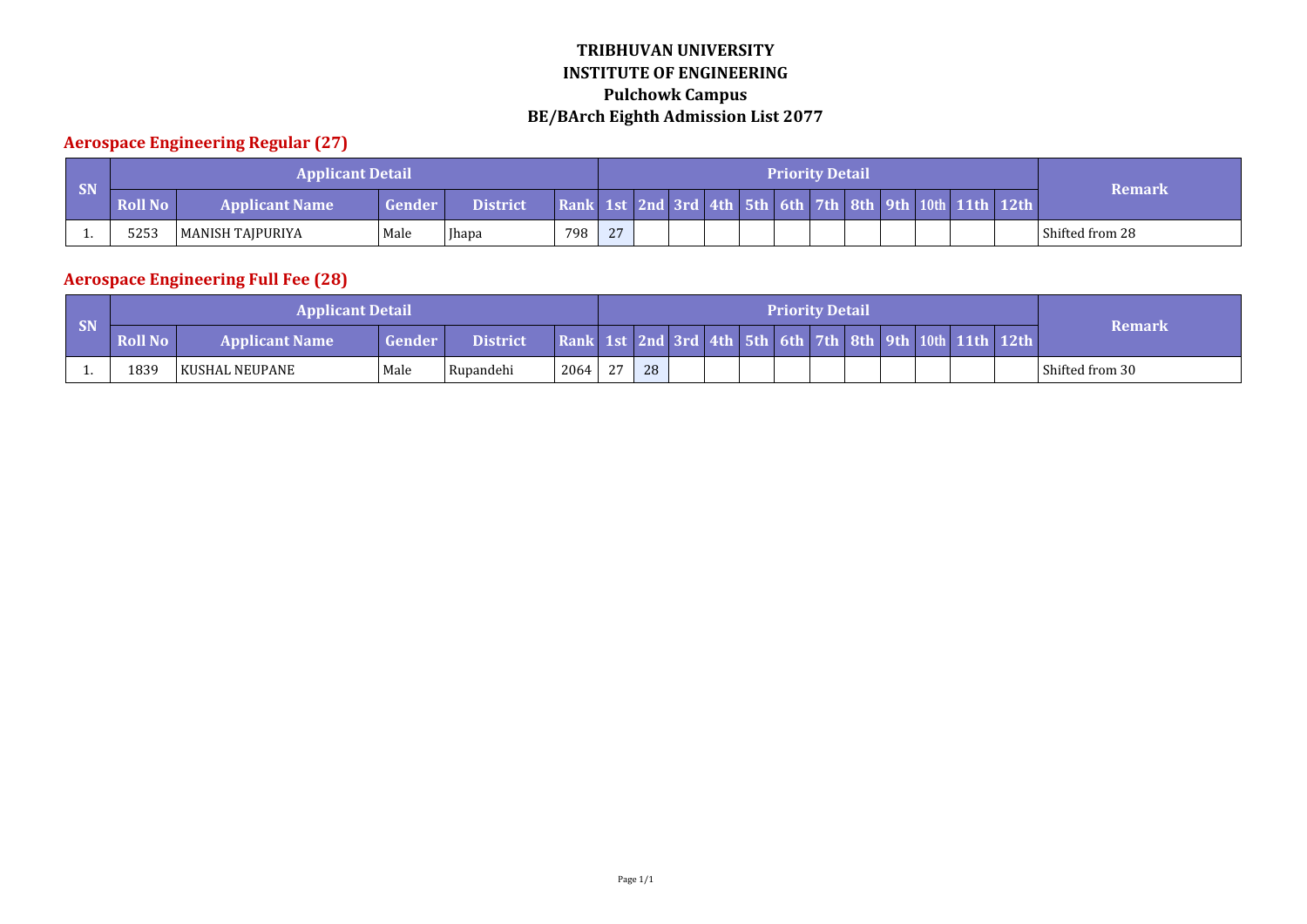**TRIBHUVAN UNIVERSITY**
**INSTITUTE OF ENGINEERING**
**Pulchowk Campus**
**BE/BArch Eighth Admission List 2077**

## Aerospace Engineering Regular (27)

| SN | Applicant Detail | | | | | Priority Detail | | | | | | | | | | | | Remark |
|---|---|---|---|---|---|---|---|---|---|---|---|---|---|---|---|---|---|---|
| | Roll No | Applicant Name | Gender | District | Rank | 1st | 2nd | 3rd | 4th | 5th | 6th | 7th | 8th | 9th | 10th | 11th | 12th | |
| 1. | 5253 | MANISH TAJPURIYA | Male | Jhapa | 798 | 27 | | | | | | | | | | | | Shifted from 28 |

## Aerospace Engineering Full Fee (28)

| SN | Applicant Detail | | | | | Priority Detail | | | | | | | | | | | | Remark |
|---|---|---|---|---|---|---|---|---|---|---|---|---|---|---|---|---|---|---|
| | Roll No | Applicant Name | Gender | District | Rank | 1st | 2nd | 3rd | 4th | 5th | 6th | 7th | 8th | 9th | 10th | 11th | 12th | |
| 1. | 1839 | KUSHAL NEUPANE | Male | Rupandehi | 2064 | 27 | 28 | | | | | | | | | | | Shifted from 30 |